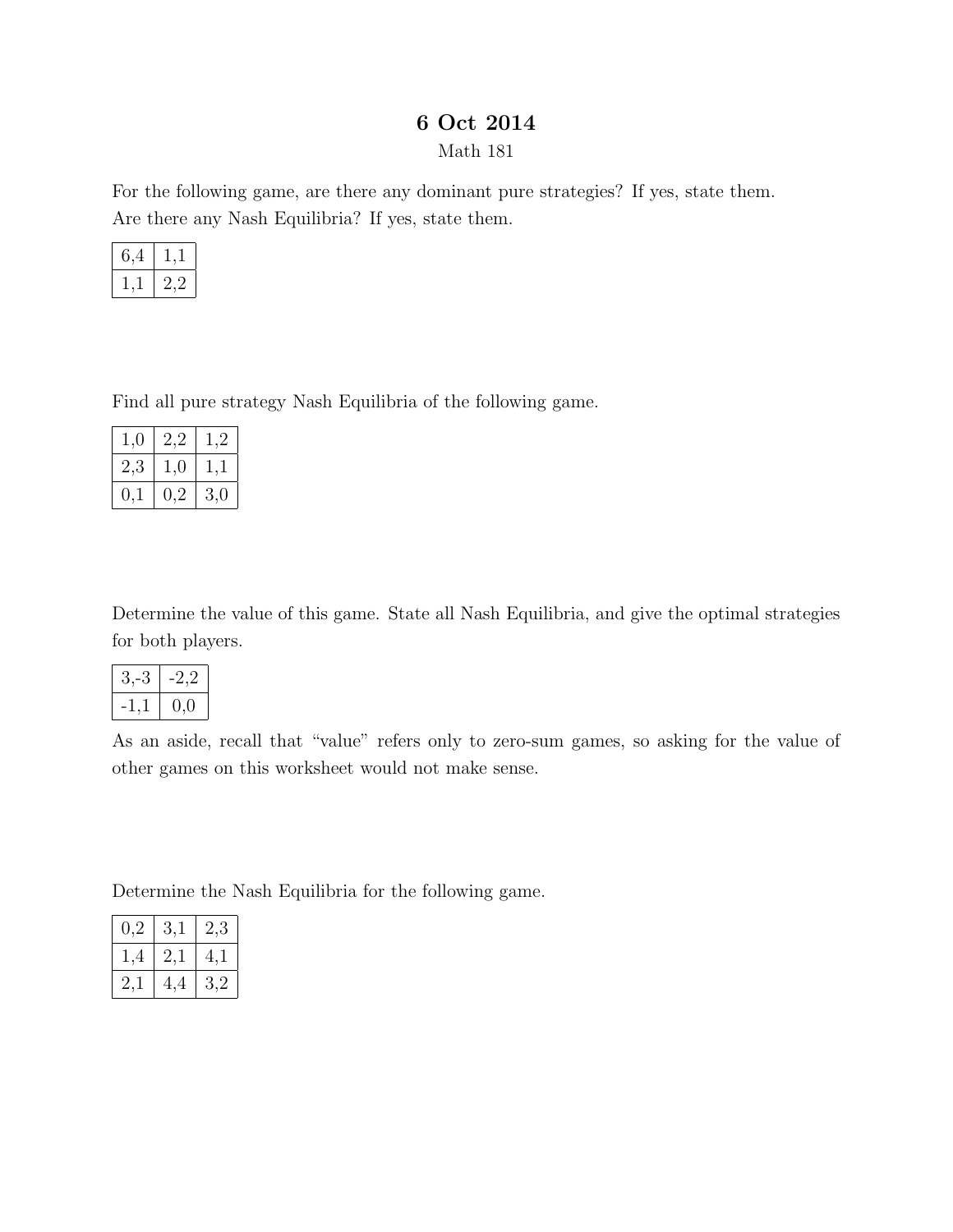# 6 Oct 2014

Math 181

For the following game, are there any dominant pure strategies? If yes, state them.
Are there any Nash Equilibria? If yes, state them.

| | |
|---|---|
| 6,4 | 1,1 |
| 1,1 | 2,2 |

Find all pure strategy Nash Equilibria of the following game.

| | | |
|---|---|---|
| 1,0 | 2,2 | 1,2 |
| 2,3 | 1,0 | 1,1 |
| 0,1 | 0,2 | 3,0 |

Determine the value of this game. State all Nash Equilibria, and give the optimal strategies for both players.

| | |
|---|---|
| 3,-3 | -2,2 |
| -1,1 | 0,0 |

As an aside, recall that "value" refers only to zero-sum games, so asking for the value of other games on this worksheet would not make sense.

Determine the Nash Equilibria for the following game.

| | | |
|---|---|---|
| 0,2 | 3,1 | 2,3 |
| 1,4 | 2,1 | 4,1 |
| 2,1 | 4,4 | 3,2 |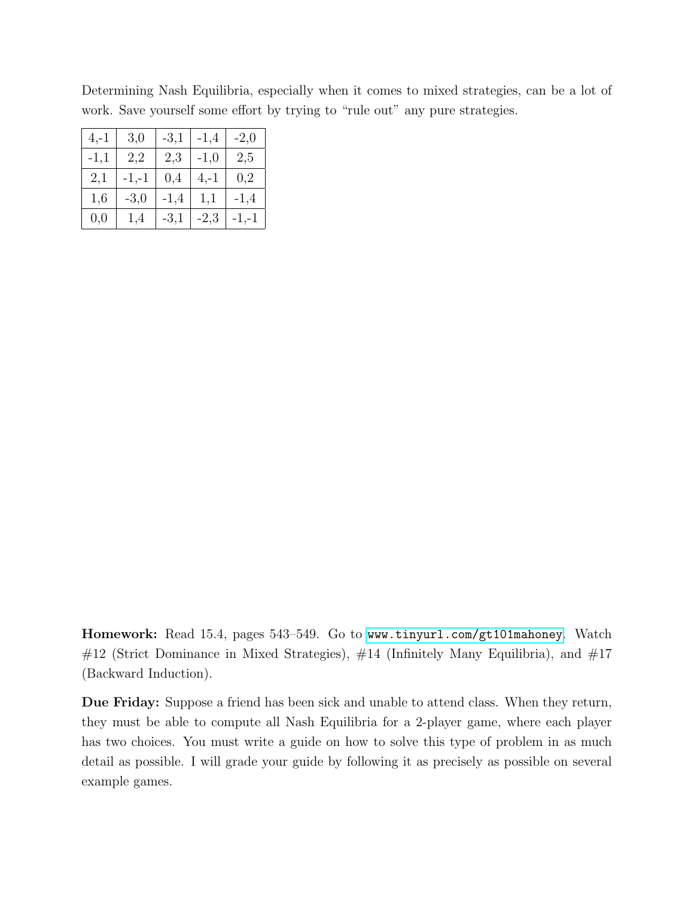Determining Nash Equilibria, especially when it comes to mixed strategies, can be a lot of work. Save yourself some effort by trying to "rule out" any pure strategies.

| | | | | |
|---|---|---|---|---|
| 4,-1 | 3,0 | -3,1 | -1,4 | -2,0 |
| -1,1 | 2,2 | 2,3 | -1,0 | 2,5 |
| 2,1 | -1,-1 | 0,4 | 4,-1 | 0,2 |
| 1,6 | -3,0 | -1,4 | 1,1 | -1,4 |
| 0,0 | 1,4 | -3,1 | -2,3 | -1,-1 |

**Homework:** Read 15.4, pages 543–549. Go to www.tinyurl.com/gt101mahoney. Watch #12 (Strict Dominance in Mixed Strategies), #14 (Infinitely Many Equilibria), and #17 (Backward Induction).

**Due Friday:** Suppose a friend has been sick and unable to attend class. When they return, they must be able to compute all Nash Equilibria for a 2-player game, where each player has two choices. You must write a guide on how to solve this type of problem in as much detail as possible. I will grade your guide by following it as precisely as possible on several example games.